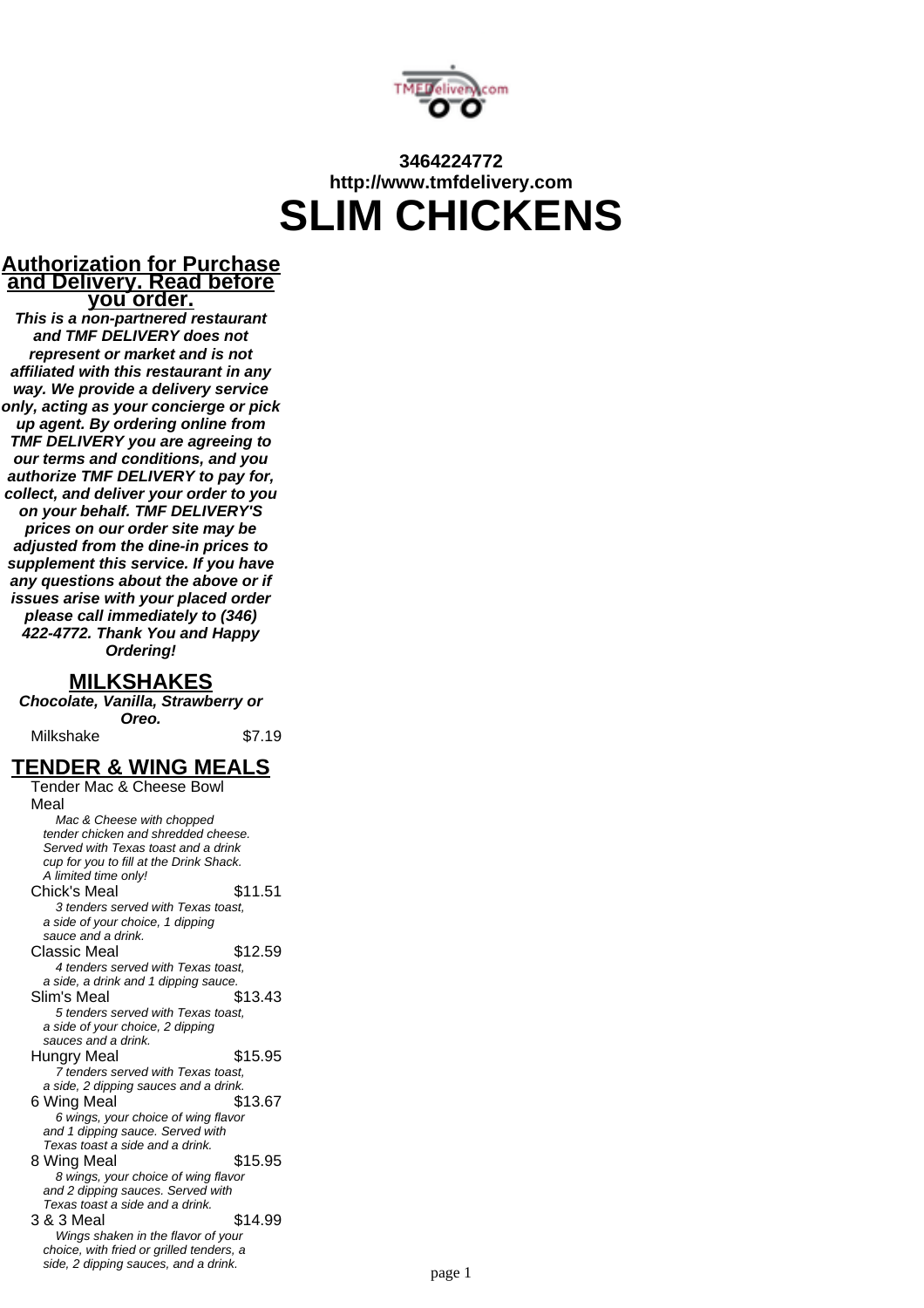**3464224772**
**http://www.tmfdelivery.com**

# SLIM CHICKENS

## Authorization for Purchase and Delivery. Read before you order.

***This is a non-partnered restaurant and TMF DELIVERY does not represent or market and is not affiliated with this restaurant in any way. We provide a delivery service only, acting as your concierge or pick up agent. By ordering online from TMF DELIVERY you are agreeing to our terms and conditions, and you authorize TMF DELIVERY to pay for, collect, and deliver your order to you on your behalf. TMF DELIVERY'S prices on our order site may be adjusted from the dine-in prices to supplement this service. If you have any questions about the above or if issues arise with your placed order please call immediately to (346) 422-4772. Thank You and Happy Ordering!***

## MILKSHAKES

***Chocolate, Vanilla, Strawberry or Oreo.***

Milkshake $7.19

## TENDER & WING MEALS

Tender Mac & Cheese Bowl Meal

*Mac & Cheese with chopped tender chicken and shredded cheese. Served with Texas toast and a drink cup for you to fill at the Drink Shack. A limited time only!*

Chick's Meal $11.51

*3 tenders served with Texas toast, a side of your choice, 1 dipping sauce and a drink.*

Classic Meal $12.59

*4 tenders served with Texas toast, a side, a drink and 1 dipping sauce.*

Slim's Meal $13.43

*5 tenders served with Texas toast, a side of your choice, 2 dipping sauces and a drink.*

Hungry Meal $15.95

*7 tenders served with Texas toast, a side, 2 dipping sauces and a drink.*

6 Wing Meal $13.67

*6 wings, your choice of wing flavor and 1 dipping sauce. Served with Texas toast a side and a drink.*

8 Wing Meal $15.95

*8 wings, your choice of wing flavor and 2 dipping sauces. Served with Texas toast a side and a drink.*

3 & 3 Meal $14.99

*Wings shaken in the flavor of your choice, with fried or grilled tenders, a side, 2 dipping sauces, and a drink.*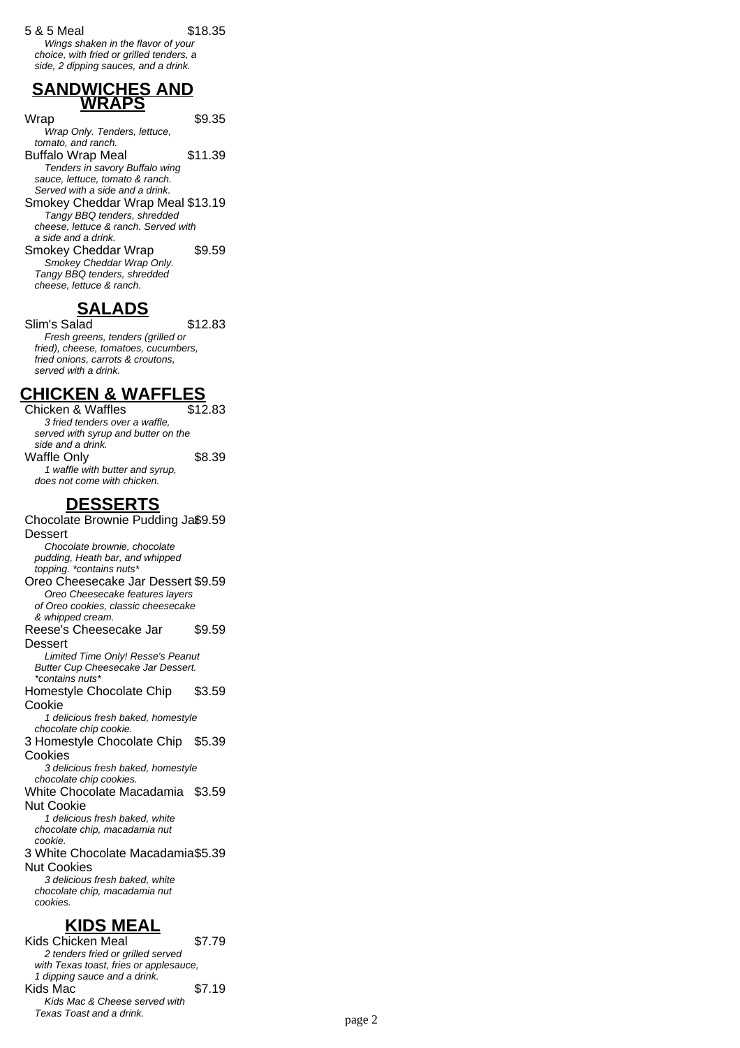5 & 5 Meal $18.35

*Wings shaken in the flavor of your choice, with fried or grilled tenders, a side, 2 dipping sauces, and a drink.*

## SANDWICHES AND WRAPS

Wrap $9.35

*Wrap Only. Tenders, lettuce, tomato, and ranch.*

Buffalo Wrap Meal $11.39

*Tenders in savory Buffalo wing sauce, lettuce, tomato & ranch. Served with a side and a drink.*

Smokey Cheddar Wrap Meal $13.19

*Tangy BBQ tenders, shredded cheese, lettuce & ranch. Served with a side and a drink.*

Smokey Cheddar Wrap $9.59

*Smokey Cheddar Wrap Only. Tangy BBQ tenders, shredded cheese, lettuce & ranch.*

## SALADS

Slim's Salad $12.83

*Fresh greens, tenders (grilled or fried), cheese, tomatoes, cucumbers, fried onions, carrots & croutons, served with a drink.*

## CHICKEN & WAFFLES

Chicken & Waffles $12.83

*3 fried tenders over a waffle, served with syrup and butter on the side and a drink.*

Waffle Only $8.39

*1 waffle with butter and syrup, does not come with chicken.*

## DESSERTS

Chocolate Brownie Pudding Jar Dessert $9.59

*Chocolate brownie, chocolate pudding, Heath bar, and whipped topping. *contains nuts**

Oreo Cheesecake Jar Dessert $9.59

*Oreo Cheesecake features layers of Oreo cookies, classic cheesecake & whipped cream.*

Reese's Cheesecake Jar Dessert $9.59

*Limited Time Only! Resse's Peanut Butter Cup Cheesecake Jar Dessert. *contains nuts**

Homestyle Chocolate Chip Cookie $3.59

*1 delicious fresh baked, homestyle chocolate chip cookie.*

3 Homestyle Chocolate Chip Cookies $5.39

*3 delicious fresh baked, homestyle chocolate chip cookies.*

White Chocolate Macadamia Nut Cookie $3.59

*1 delicious fresh baked, white chocolate chip, macadamia nut cookie.*

3 White Chocolate Macadamia Nut Cookies $5.39

*3 delicious fresh baked, white chocolate chip, macadamia nut cookies.*

## KIDS MEAL

Kids Chicken Meal $7.79

*2 tenders fried or grilled served with Texas toast, fries or applesauce, 1 dipping sauce and a drink.*

Kids Mac $7.19

*Kids Mac & Cheese served with Texas Toast and a drink.*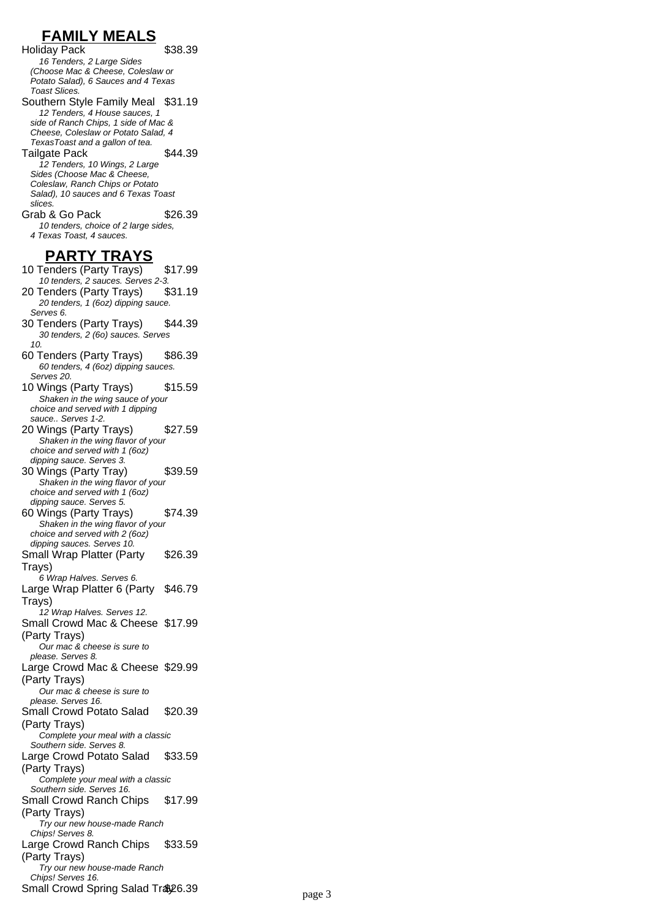## FAMILY MEALS

Holiday Pack $38.39

*16 Tenders, 2 Large Sides (Choose Mac & Cheese, Coleslaw or Potato Salad), 6 Sauces and 4 Texas Toast Slices.*

Southern Style Family Meal $31.19

*12 Tenders, 4 House sauces, 1 side of Ranch Chips, 1 side of Mac & Cheese, Coleslaw or Potato Salad, 4 TexasToast and a gallon of tea.*

Tailgate Pack $44.39

*12 Tenders, 10 Wings, 2 Large Sides (Choose Mac & Cheese, Coleslaw, Ranch Chips or Potato Salad), 10 sauces and 6 Texas Toast slices.*

Grab & Go Pack $26.39

*10 tenders, choice of 2 large sides, 4 Texas Toast, 4 sauces.*

## PARTY TRAYS

10 Tenders (Party Trays) $17.99

*10 tenders, 2 sauces. Serves 2-3.*

20 Tenders (Party Trays) $31.19

*20 tenders, 1 (6oz) dipping sauce. Serves 6.*

30 Tenders (Party Trays) $44.39

*30 tenders, 2 (6o) sauces. Serves 10.*

60 Tenders (Party Trays) $86.39

*60 tenders, 4 (6oz) dipping sauces. Serves 20.*

10 Wings (Party Trays) $15.59

*Shaken in the wing sauce of your choice and served with 1 dipping sauce.. Serves 1-2.*

20 Wings (Party Trays) $27.59

*Shaken in the wing flavor of your choice and served with 1 (6oz) dipping sauce. Serves 3.*

30 Wings (Party Tray) $39.59

*Shaken in the wing flavor of your choice and served with 1 (6oz) dipping sauce. Serves 5.*

60 Wings (Party Trays) $74.39

*Shaken in the wing flavor of your choice and served with 2 (6oz) dipping sauces. Serves 10.*

Small Wrap Platter (Party Trays) $26.39

*6 Wrap Halves. Serves 6.*

Large Wrap Platter 6 (Party Trays) $46.79

*12 Wrap Halves. Serves 12.*

Small Crowd Mac & Cheese (Party Trays) $17.99

*Our mac & cheese is sure to please. Serves 8.*

Large Crowd Mac & Cheese (Party Trays) $29.99

*Our mac & cheese is sure to please. Serves 16.*

Small Crowd Potato Salad (Party Trays) $20.39

*Complete your meal with a classic Southern side. Serves 8.*

Large Crowd Potato Salad (Party Trays) $33.59

*Complete your meal with a classic Southern side. Serves 16.*

Small Crowd Ranch Chips (Party Trays) $17.99

*Try our new house-made Ranch Chips! Serves 8.*

Large Crowd Ranch Chips (Party Trays) $33.59

*Try our new house-made Ranch Chips! Serves 16.*

Small Crowd Spring Salad Tray $26.39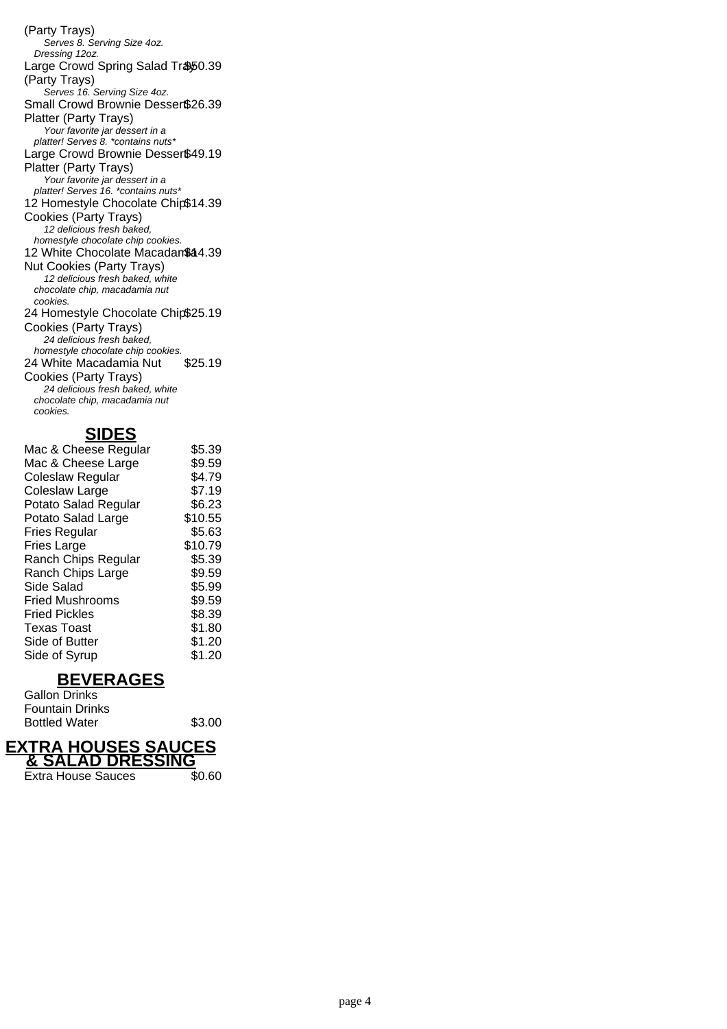(Party Trays)
*Serves 8. Serving Size 4oz. Dressing 12oz.*

Large Crowd Spring Salad Tray (Party Trays) $50.39
*Serves 16. Serving Size 4oz.*

Small Crowd Brownie Dessert Platter (Party Trays) $26.39
*Your favorite jar dessert in a platter! Serves 8. *contains nuts**

Large Crowd Brownie Dessert Platter (Party Trays) $49.19
*Your favorite jar dessert in a platter! Serves 16. *contains nuts**

12 Homestyle Chocolate Chip Cookies (Party Trays) $14.39
*12 delicious fresh baked, homestyle chocolate chip cookies.*

12 White Chocolate Macadamia Nut Cookies (Party Trays) $14.39
*12 delicious fresh baked, white chocolate chip, macadamia nut cookies.*

24 Homestyle Chocolate Chip Cookies (Party Trays) $25.19
*24 delicious fresh baked, homestyle chocolate chip cookies.*

24 White Macadamia Nut Cookies (Party Trays) $25.19
*24 delicious fresh baked, white chocolate chip, macadamia nut cookies.*

## SIDES

| | |
|---|---|
| Mac & Cheese Regular | $5.39 |
| Mac & Cheese Large | $9.59 |
| Coleslaw Regular | $4.79 |
| Coleslaw Large | $7.19 |
| Potato Salad Regular | $6.23 |
| Potato Salad Large | $10.55 |
| Fries Regular | $5.63 |
| Fries Large | $10.79 |
| Ranch Chips Regular | $5.39 |
| Ranch Chips Large | $9.59 |
| Side Salad | $5.99 |
| Fried Mushrooms | $9.59 |
| Fried Pickles | $8.39 |
| Texas Toast | $1.80 |
| Side of Butter | $1.20 |
| Side of Syrup | $1.20 |

## BEVERAGES

| | |
|---|---|
| Gallon Drinks | |
| Fountain Drinks | |
| Bottled Water | $3.00 |

## EXTRA HOUSES SAUCES & SALAD DRESSING

| | |
|---|---|
| Extra House Sauces | $0.60 |